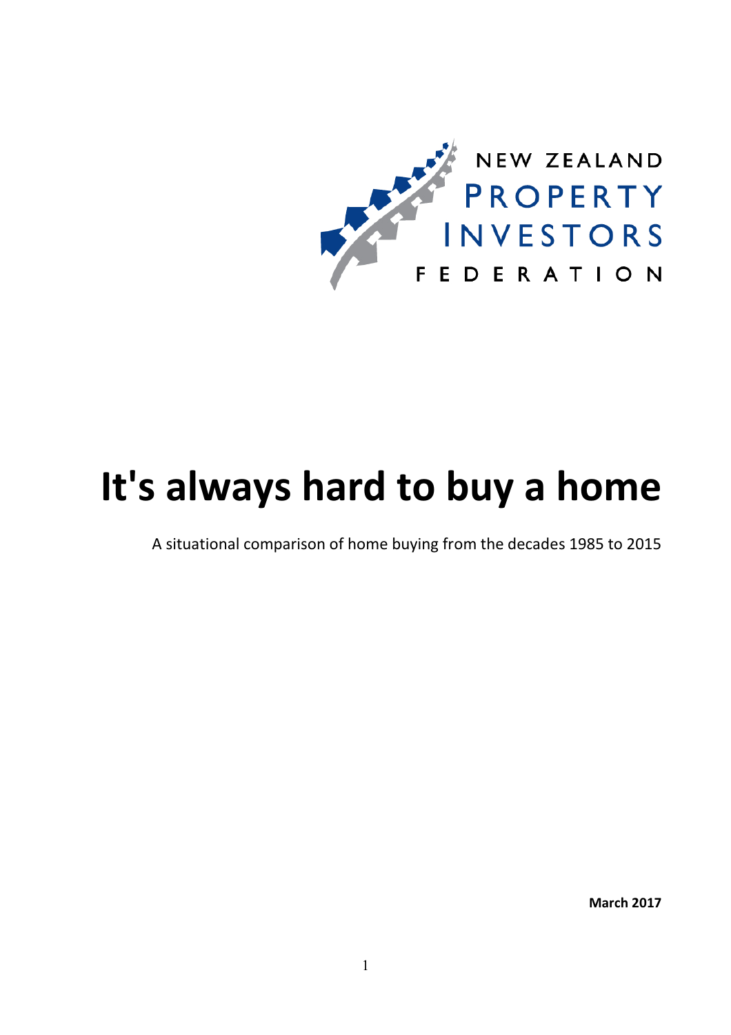NEW ZEALAND PROPERTY INVESTORS FEDERATION

# It's always hard to buy a home

A situational comparison of home buying from the decades 1985 to 2015

**March 2017**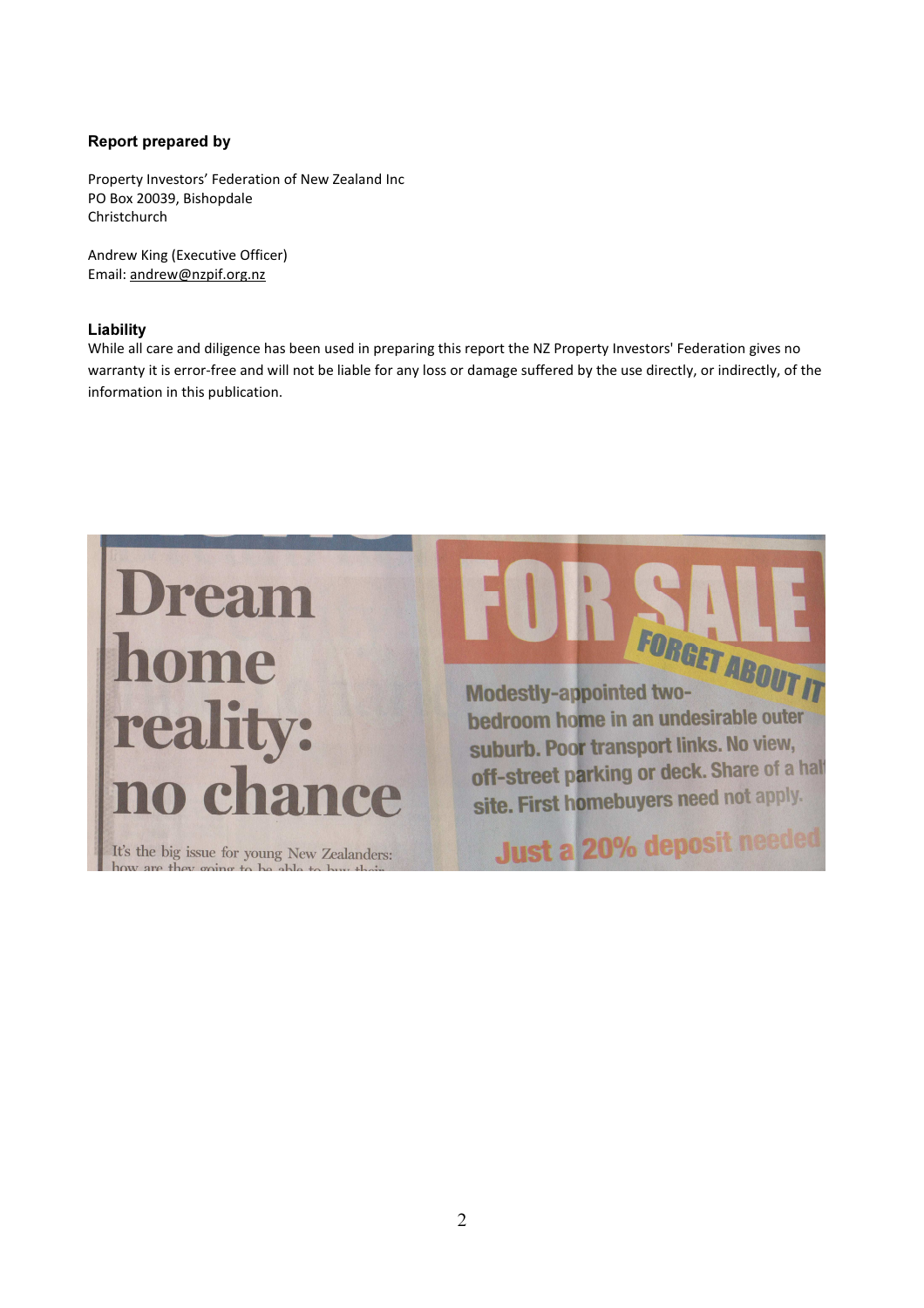### Report prepared by

Property Investors' Federation of New Zealand Inc
PO Box 20039, Bishopdale
Christchurch

Andrew King (Executive Officer)
Email: andrew@nzpif.org.nz

### Liability

While all care and diligence has been used in preparing this report the NZ Property Investors' Federation gives no warranty it is error-free and will not be liable for any loss or damage suffered by the use directly, or indirectly, of the information in this publication.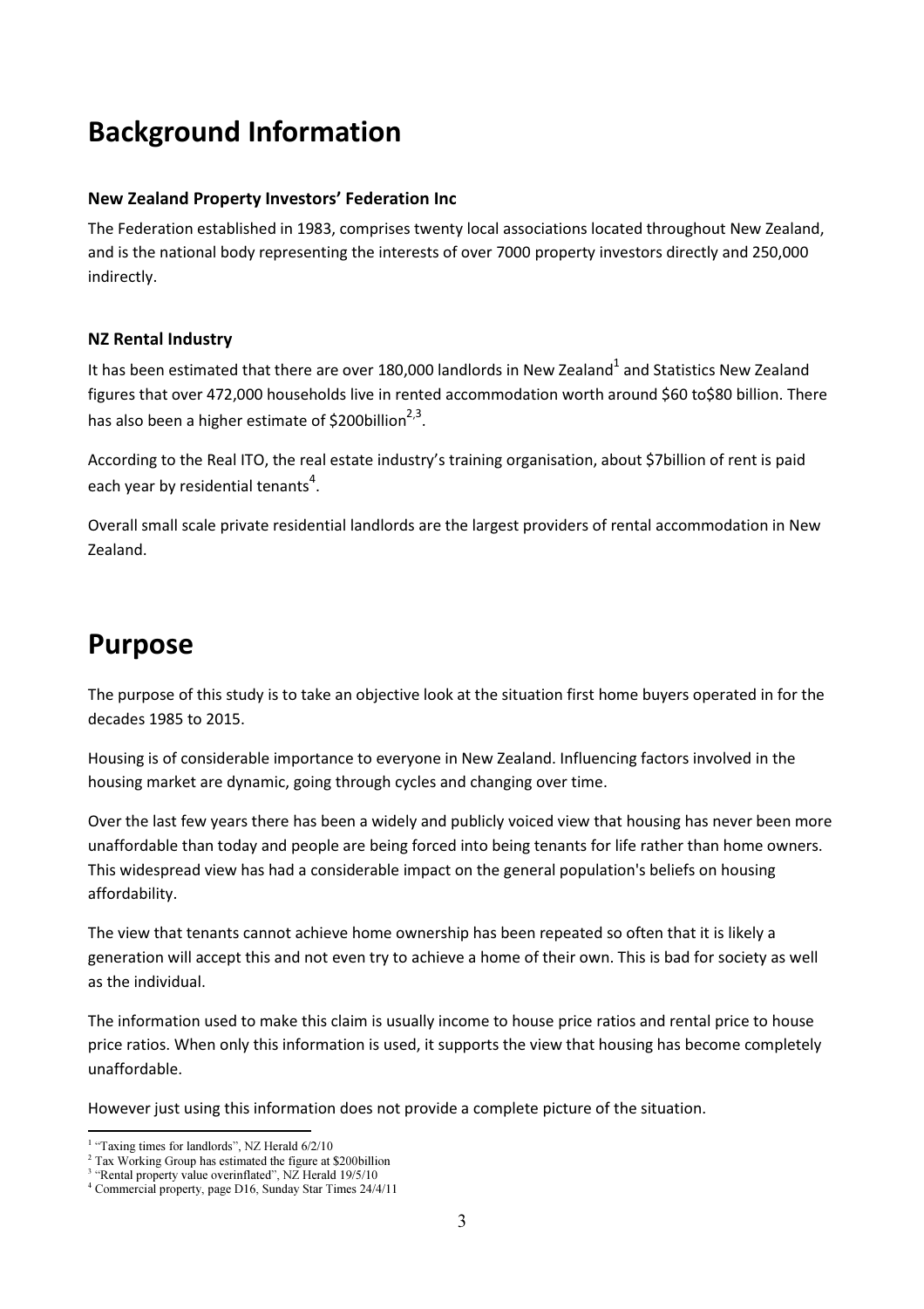# Background Information

### New Zealand Property Investors' Federation Inc

The Federation established in 1983, comprises twenty local associations located throughout New Zealand, and is the national body representing the interests of over 7000 property investors directly and 250,000 indirectly.

### NZ Rental Industry

It has been estimated that there are over 180,000 landlords in New Zealand[1] and Statistics New Zealand figures that over 472,000 households live in rented accommodation worth around $60 to$80 billion. There has also been a higher estimate of $200billion[2,3].

According to the Real ITO, the real estate industry's training organisation, about $7billion of rent is paid each year by residential tenants[4].

Overall small scale private residential landlords are the largest providers of rental accommodation in New Zealand.

# Purpose

The purpose of this study is to take an objective look at the situation first home buyers operated in for the decades 1985 to 2015.

Housing is of considerable importance to everyone in New Zealand. Influencing factors involved in the housing market are dynamic, going through cycles and changing over time.

Over the last few years there has been a widely and publicly voiced view that housing has never been more unaffordable than today and people are being forced into being tenants for life rather than home owners. This widespread view has had a considerable impact on the general population's beliefs on housing affordability.

The view that tenants cannot achieve home ownership has been repeated so often that it is likely a generation will accept this and not even try to achieve a home of their own. This is bad for society as well as the individual.

The information used to make this claim is usually income to house price ratios and rental price to house price ratios. When only this information is used, it supports the view that housing has become completely unaffordable.

However just using this information does not provide a complete picture of the situation.

---

[1] "Taxing times for landlords", NZ Herald 6/2/10

[2] Tax Working Group has estimated the figure at $200billion

[3] "Rental property value overinflated", NZ Herald 19/5/10

[4] Commercial property, page D16, Sunday Star Times 24/4/11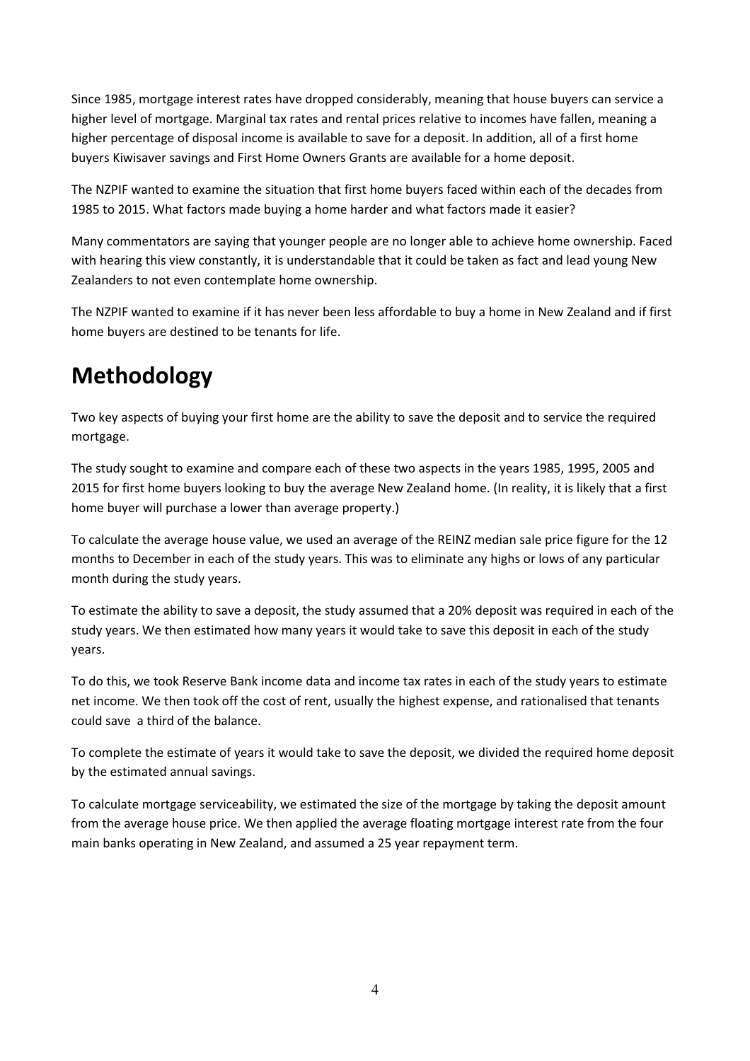Since 1985, mortgage interest rates have dropped considerably, meaning that house buyers can service a higher level of mortgage. Marginal tax rates and rental prices relative to incomes have fallen, meaning a higher percentage of disposal income is available to save for a deposit. In addition, all of a first home buyers Kiwisaver savings and First Home Owners Grants are available for a home deposit.

The NZPIF wanted to examine the situation that first home buyers faced within each of the decades from 1985 to 2015. What factors made buying a home harder and what factors made it easier?

Many commentators are saying that younger people are no longer able to achieve home ownership. Faced with hearing this view constantly, it is understandable that it could be taken as fact and lead young New Zealanders to not even contemplate home ownership.

The NZPIF wanted to examine if it has never been less affordable to buy a home in New Zealand and if first home buyers are destined to be tenants for life.

# Methodology

Two key aspects of buying your first home are the ability to save the deposit and to service the required mortgage.

The study sought to examine and compare each of these two aspects in the years 1985, 1995, 2005 and 2015 for first home buyers looking to buy the average New Zealand home. (In reality, it is likely that a first home buyer will purchase a lower than average property.)

To calculate the average house value, we used an average of the REINZ median sale price figure for the 12 months to December in each of the study years. This was to eliminate any highs or lows of any particular month during the study years.

To estimate the ability to save a deposit, the study assumed that a 20% deposit was required in each of the study years. We then estimated how many years it would take to save this deposit in each of the study years.

To do this, we took Reserve Bank income data and income tax rates in each of the study years to estimate net income. We then took off the cost of rent, usually the highest expense, and rationalised that tenants could save a third of the balance.

To complete the estimate of years it would take to save the deposit, we divided the required home deposit by the estimated annual savings.

To calculate mortgage serviceability, we estimated the size of the mortgage by taking the deposit amount from the average house price. We then applied the average floating mortgage interest rate from the four main banks operating in New Zealand, and assumed a 25 year repayment term.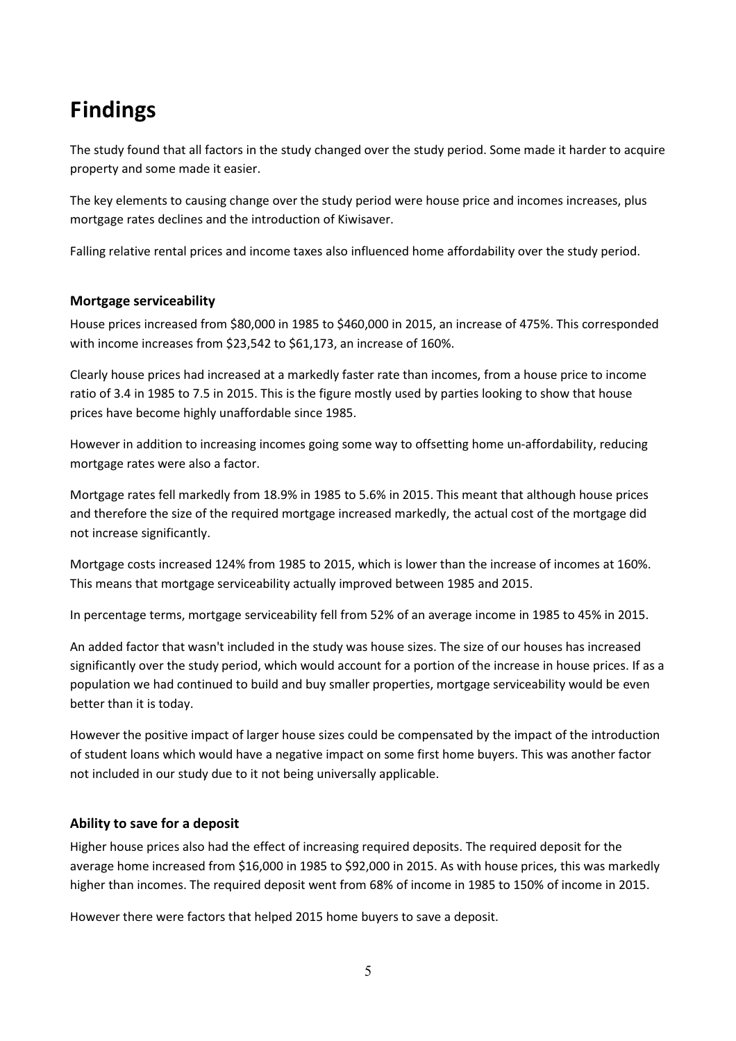# Findings

The study found that all factors in the study changed over the study period. Some made it harder to acquire property and some made it easier.

The key elements to causing change over the study period were house price and incomes increases, plus mortgage rates declines and the introduction of Kiwisaver.

Falling relative rental prices and income taxes also influenced home affordability over the study period.

### Mortgage serviceability

House prices increased from $80,000 in 1985 to $460,000 in 2015, an increase of 475%. This corresponded with income increases from $23,542 to $61,173, an increase of 160%.

Clearly house prices had increased at a markedly faster rate than incomes, from a house price to income ratio of 3.4 in 1985 to 7.5 in 2015. This is the figure mostly used by parties looking to show that house prices have become highly unaffordable since 1985.

However in addition to increasing incomes going some way to offsetting home un-affordability, reducing mortgage rates were also a factor.

Mortgage rates fell markedly from 18.9% in 1985 to 5.6% in 2015. This meant that although house prices and therefore the size of the required mortgage increased markedly, the actual cost of the mortgage did not increase significantly.

Mortgage costs increased 124% from 1985 to 2015, which is lower than the increase of incomes at 160%. This means that mortgage serviceability actually improved between 1985 and 2015.

In percentage terms, mortgage serviceability fell from 52% of an average income in 1985 to 45% in 2015.

An added factor that wasn't included in the study was house sizes. The size of our houses has increased significantly over the study period, which would account for a portion of the increase in house prices. If as a population we had continued to build and buy smaller properties, mortgage serviceability would be even better than it is today.

However the positive impact of larger house sizes could be compensated by the impact of the introduction of student loans which would have a negative impact on some first home buyers. This was another factor not included in our study due to it not being universally applicable.

### Ability to save for a deposit

Higher house prices also had the effect of increasing required deposits. The required deposit for the average home increased from $16,000 in 1985 to $92,000 in 2015. As with house prices, this was markedly higher than incomes. The required deposit went from 68% of income in 1985 to 150% of income in 2015.

However there were factors that helped 2015 home buyers to save a deposit.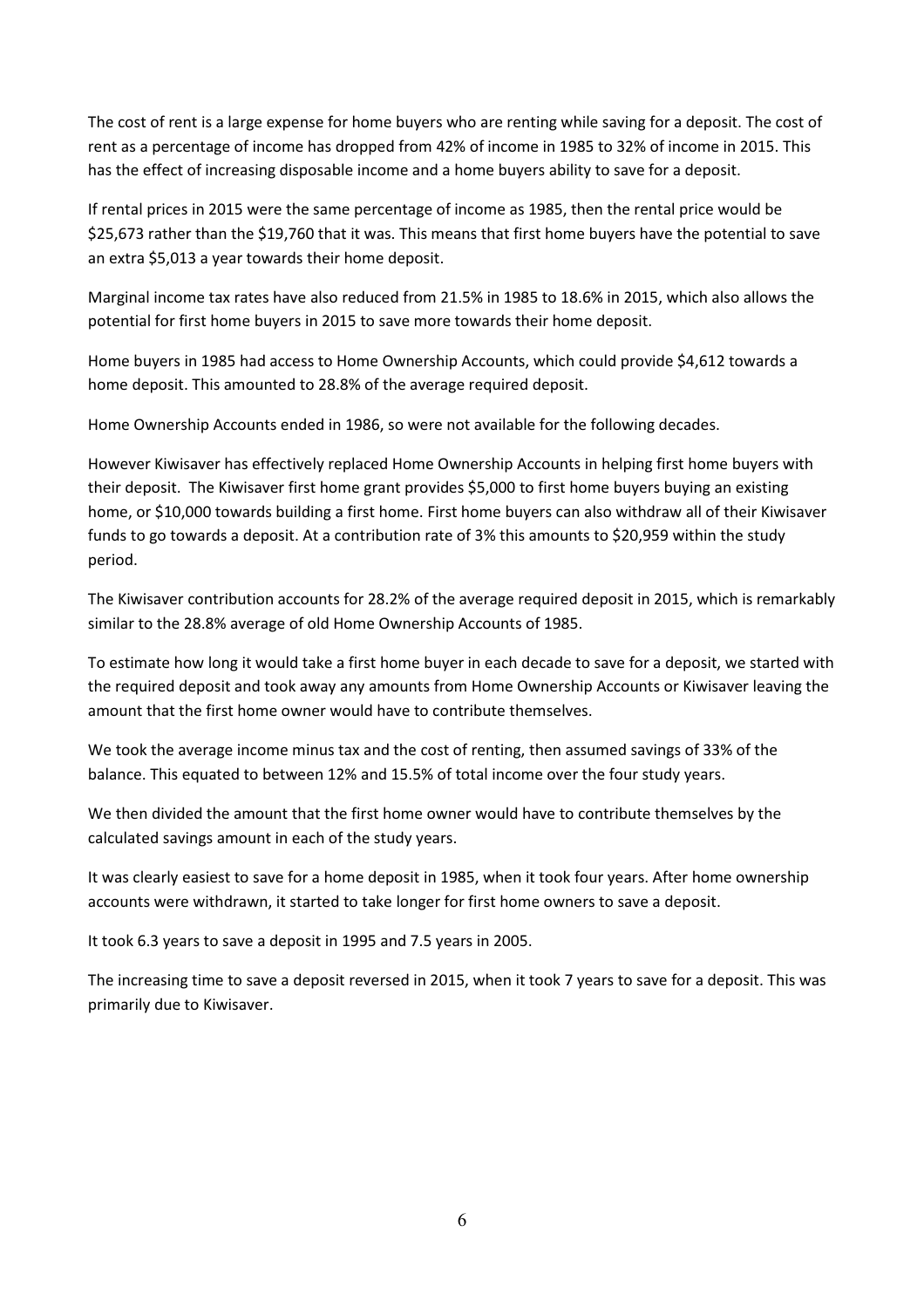The cost of rent is a large expense for home buyers who are renting while saving for a deposit. The cost of rent as a percentage of income has dropped from 42% of income in 1985 to 32% of income in 2015. This has the effect of increasing disposable income and a home buyers ability to save for a deposit.

If rental prices in 2015 were the same percentage of income as 1985, then the rental price would be $25,673 rather than the $19,760 that it was. This means that first home buyers have the potential to save an extra $5,013 a year towards their home deposit.

Marginal income tax rates have also reduced from 21.5% in 1985 to 18.6% in 2015, which also allows the potential for first home buyers in 2015 to save more towards their home deposit.

Home buyers in 1985 had access to Home Ownership Accounts, which could provide $4,612 towards a home deposit. This amounted to 28.8% of the average required deposit.

Home Ownership Accounts ended in 1986, so were not available for the following decades.

However Kiwisaver has effectively replaced Home Ownership Accounts in helping first home buyers with their deposit. The Kiwisaver first home grant provides $5,000 to first home buyers buying an existing home, or $10,000 towards building a first home. First home buyers can also withdraw all of their Kiwisaver funds to go towards a deposit. At a contribution rate of 3% this amounts to $20,959 within the study period.

The Kiwisaver contribution accounts for 28.2% of the average required deposit in 2015, which is remarkably similar to the 28.8% average of old Home Ownership Accounts of 1985.

To estimate how long it would take a first home buyer in each decade to save for a deposit, we started with the required deposit and took away any amounts from Home Ownership Accounts or Kiwisaver leaving the amount that the first home owner would have to contribute themselves.

We took the average income minus tax and the cost of renting, then assumed savings of 33% of the balance. This equated to between 12% and 15.5% of total income over the four study years.

We then divided the amount that the first home owner would have to contribute themselves by the calculated savings amount in each of the study years.

It was clearly easiest to save for a home deposit in 1985, when it took four years. After home ownership accounts were withdrawn, it started to take longer for first home owners to save a deposit.

It took 6.3 years to save a deposit in 1995 and 7.5 years in 2005.

The increasing time to save a deposit reversed in 2015, when it took 7 years to save for a deposit. This was primarily due to Kiwisaver.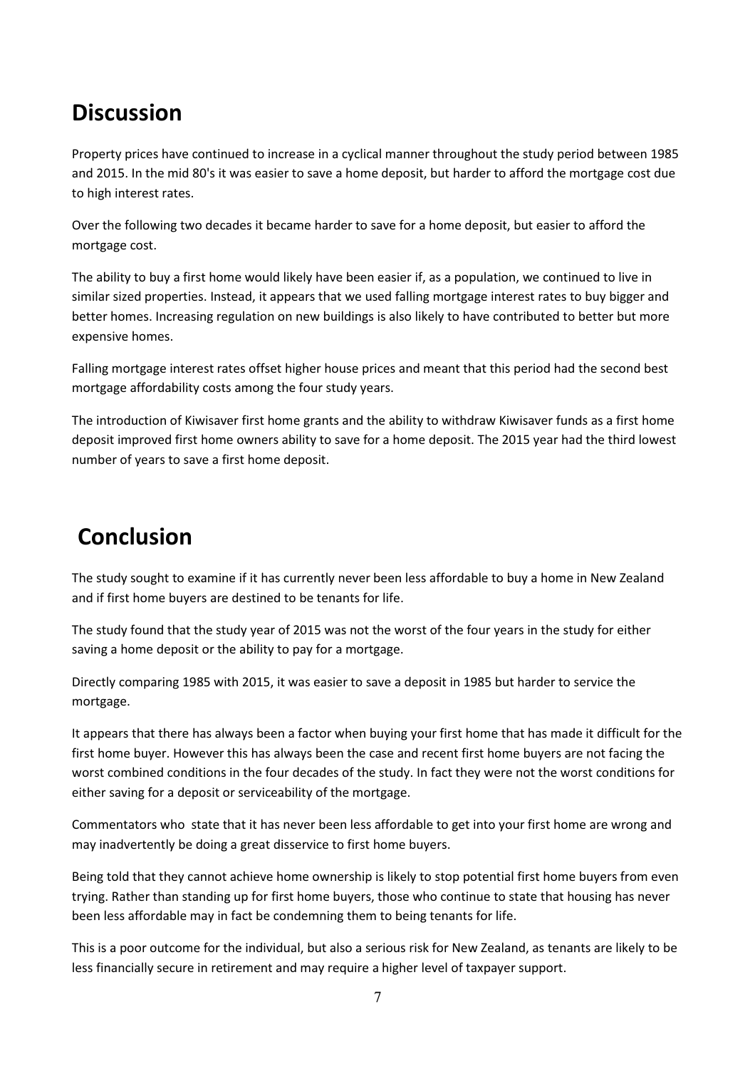## Discussion

Property prices have continued to increase in a cyclical manner throughout the study period between 1985 and 2015. In the mid 80's it was easier to save a home deposit, but harder to afford the mortgage cost due to high interest rates.

Over the following two decades it became harder to save for a home deposit, but easier to afford the mortgage cost.

The ability to buy a first home would likely have been easier if, as a population, we continued to live in similar sized properties. Instead, it appears that we used falling mortgage interest rates to buy bigger and better homes. Increasing regulation on new buildings is also likely to have contributed to better but more expensive homes.

Falling mortgage interest rates offset higher house prices and meant that this period had the second best mortgage affordability costs among the four study years.

The introduction of Kiwisaver first home grants and the ability to withdraw Kiwisaver funds as a first home deposit improved first home owners ability to save for a home deposit. The 2015 year had the third lowest number of years to save a first home deposit.

## Conclusion

The study sought to examine if it has currently never been less affordable to buy a home in New Zealand and if first home buyers are destined to be tenants for life.

The study found that the study year of 2015 was not the worst of the four years in the study for either saving a home deposit or the ability to pay for a mortgage.

Directly comparing 1985 with 2015, it was easier to save a deposit in 1985 but harder to service the mortgage.

It appears that there has always been a factor when buying your first home that has made it difficult for the first home buyer. However this has always been the case and recent first home buyers are not facing the worst combined conditions in the four decades of the study. In fact they were not the worst conditions for either saving for a deposit or serviceability of the mortgage.

Commentators who state that it has never been less affordable to get into your first home are wrong and may inadvertently be doing a great disservice to first home buyers.

Being told that they cannot achieve home ownership is likely to stop potential first home buyers from even trying. Rather than standing up for first home buyers, those who continue to state that housing has never been less affordable may in fact be condemning them to being tenants for life.

This is a poor outcome for the individual, but also a serious risk for New Zealand, as tenants are likely to be less financially secure in retirement and may require a higher level of taxpayer support.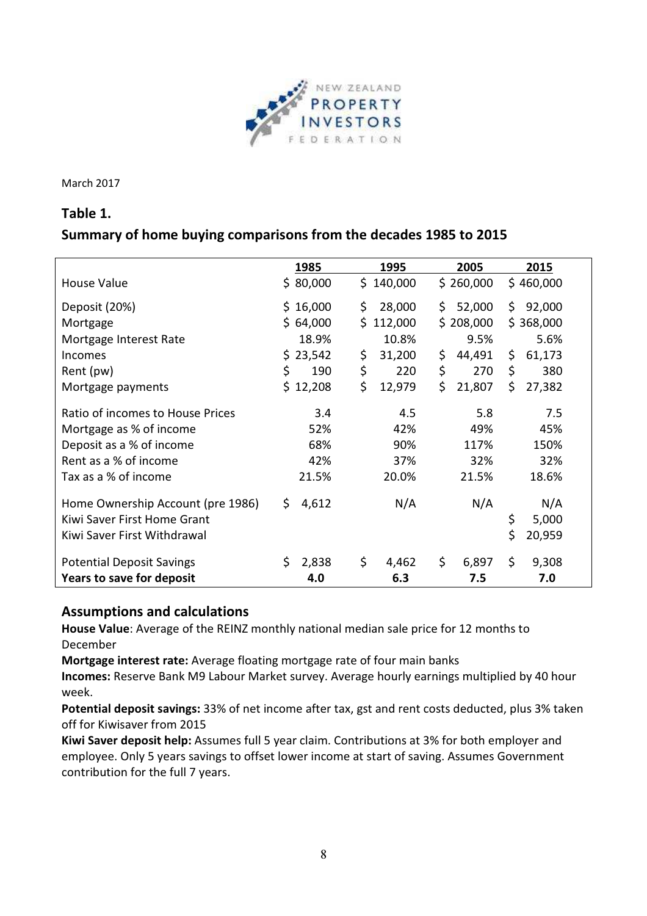March 2017

## Table 1.

## Summary of home buying comparisons from the decades 1985 to 2015

| | 1985 | 1995 | 2005 | 2015 |
|---|---|---|---|---|
| House Value | $ 80,000 | $ 140,000 | $ 260,000 | $ 460,000 |
| Deposit (20%) | $ 16,000 | $ 28,000 | $ 52,000 | $ 92,000 |
| Mortgage | $ 64,000 | $ 112,000 | $ 208,000 | $ 368,000 |
| Mortgage Interest Rate | 18.9% | 10.8% | 9.5% | 5.6% |
| Incomes | $ 23,542 | $ 31,200 | $ 44,491 | $ 61,173 |
| Rent (pw) | $ 190 | $ 220 | $ 270 | $ 380 |
| Mortgage payments | $ 12,208 | $ 12,979 | $ 21,807 | $ 27,382 |
| Ratio of incomes to House Prices | 3.4 | 4.5 | 5.8 | 7.5 |
| Mortgage as % of income | 52% | 42% | 49% | 45% |
| Deposit as a % of income | 68% | 90% | 117% | 150% |
| Rent as a % of income | 42% | 37% | 32% | 32% |
| Tax as a % of income | 21.5% | 20.0% | 21.5% | 18.6% |
| Home Ownership Account (pre 1986) | $ 4,612 | N/A | N/A | N/A |
| Kiwi Saver First Home Grant | | | | $ 5,000 |
| Kiwi Saver First Withdrawal | | | | $ 20,959 |
| Potential Deposit Savings | $ 2,838 | $ 4,462 | $ 6,897 | $ 9,308 |
| **Years to save for deposit** | **4.0** | **6.3** | **7.5** | **7.0** |

### Assumptions and calculations

**House Value**: Average of the REINZ monthly national median sale price for 12 months to December

**Mortgage interest rate:** Average floating mortgage rate of four main banks

**Incomes:** Reserve Bank M9 Labour Market survey. Average hourly earnings multiplied by 40 hour week.

**Potential deposit savings:** 33% of net income after tax, gst and rent costs deducted, plus 3% taken off for Kiwisaver from 2015

**Kiwi Saver deposit help:** Assumes full 5 year claim. Contributions at 3% for both employer and employee. Only 5 years savings to offset lower income at start of saving. Assumes Government contribution for the full 7 years.